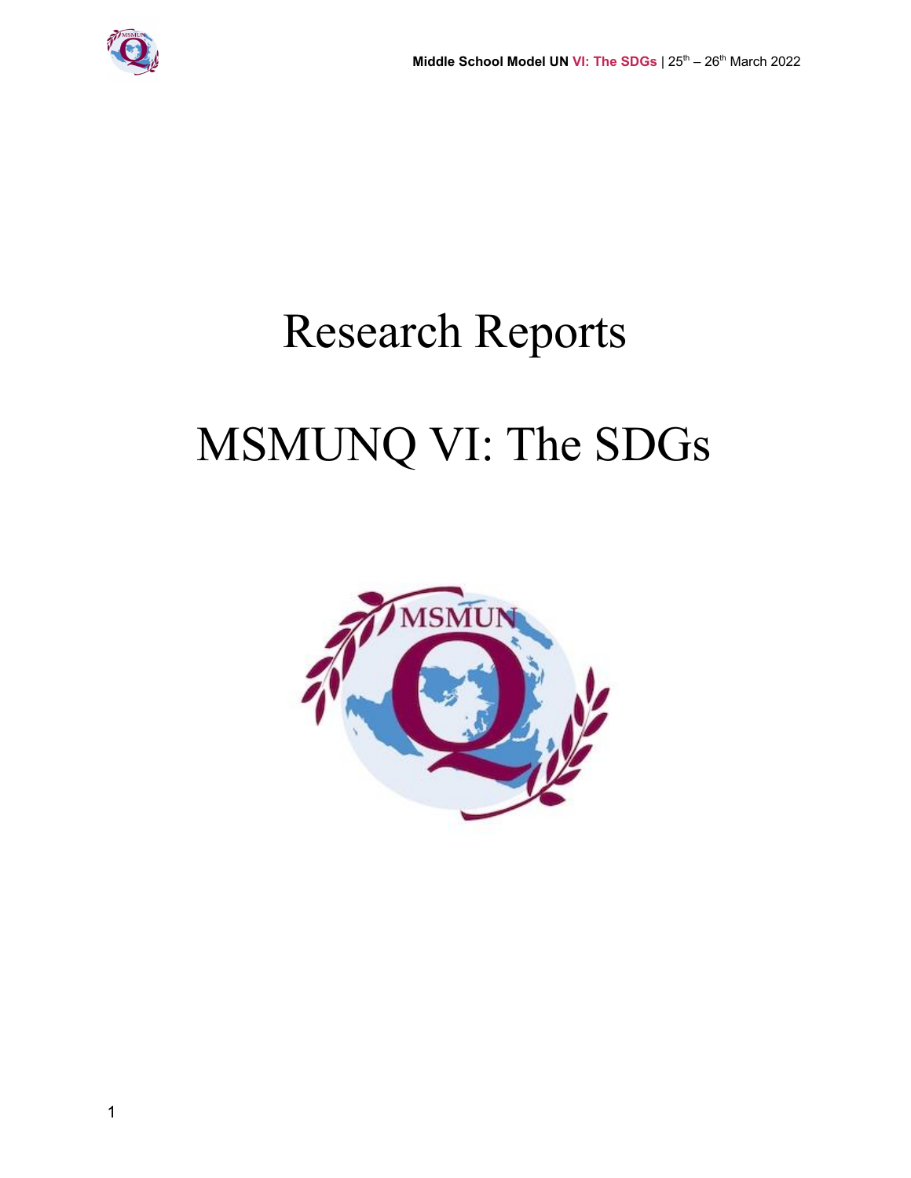# Research Reports

# MSMUNQ VI: The SDGs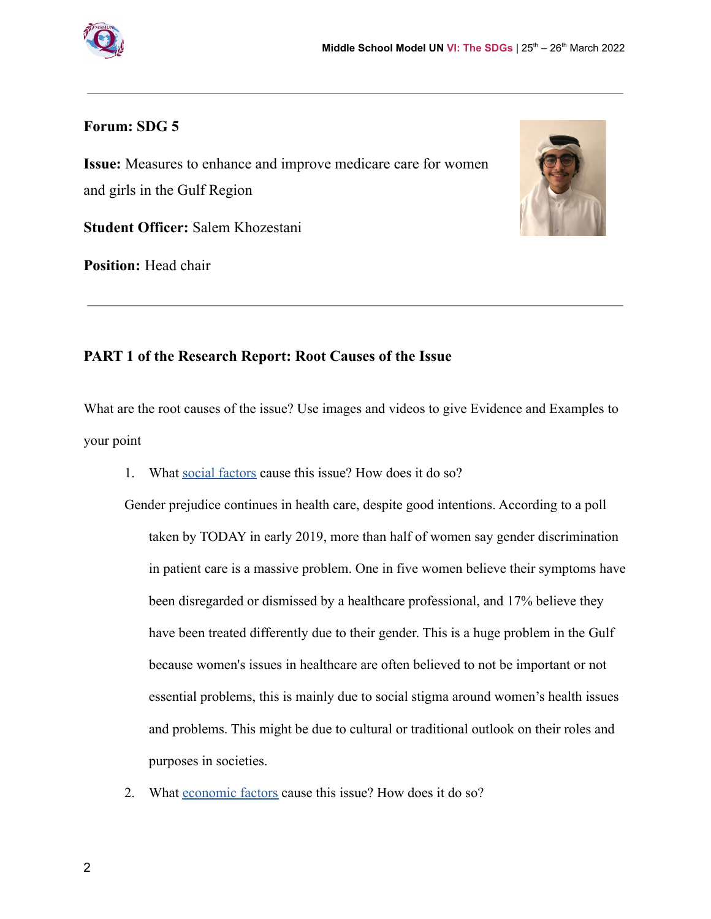**Forum:** SDG 5

**Issue:** Measures to enhance and improve medicare care for women and girls in the Gulf Region

**Student Officer:** Salem Khozestani

**Position:** Head chair

---

## PART 1 of the Research Report: Root Causes of the Issue

What are the root causes of the issue? Use images and videos to give Evidence and Examples to your point

1. What social factors cause this issue? How does it do so?

Gender prejudice continues in health care, despite good intentions. According to a poll taken by TODAY in early 2019, more than half of women say gender discrimination in patient care is a massive problem. One in five women believe their symptoms have been disregarded or dismissed by a healthcare professional, and 17% believe they have been treated differently due to their gender. This is a huge problem in the Gulf because women's issues in healthcare are often believed to not be important or not essential problems, this is mainly due to social stigma around women's health issues and problems. This might be due to cultural or traditional outlook on their roles and purposes in societies.

2. What economic factors cause this issue? How does it do so?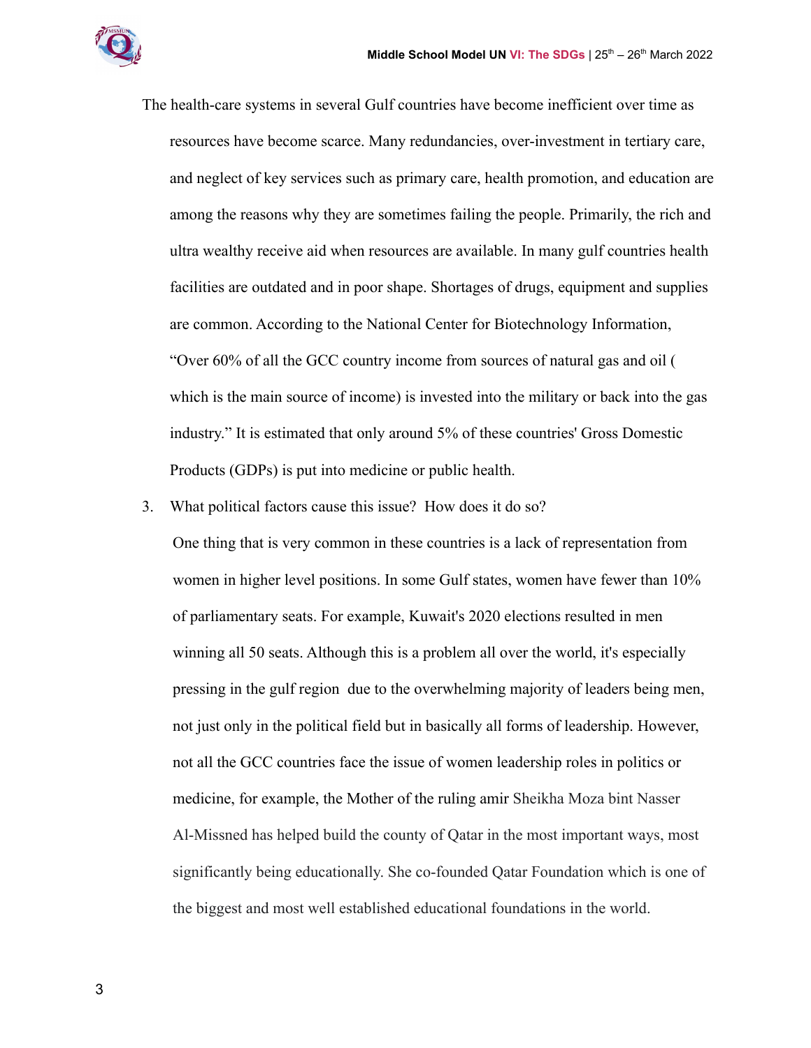The health-care systems in several Gulf countries have become inefficient over time as resources have become scarce. Many redundancies, over-investment in tertiary care, and neglect of key services such as primary care, health promotion, and education are among the reasons why they are sometimes failing the people. Primarily, the rich and ultra wealthy receive aid when resources are available. In many gulf countries health facilities are outdated and in poor shape. Shortages of drugs, equipment and supplies are common. According to the National Center for Biotechnology Information, "Over 60% of all the GCC country income from sources of natural gas and oil ( which is the main source of income) is invested into the military or back into the gas industry." It is estimated that only around 5% of these countries' Gross Domestic Products (GDPs) is put into medicine or public health.

3. What political factors cause this issue? How does it do so?

   One thing that is very common in these countries is a lack of representation from women in higher level positions. In some Gulf states, women have fewer than 10% of parliamentary seats. For example, Kuwait's 2020 elections resulted in men winning all 50 seats. Although this is a problem all over the world, it's especially pressing in the gulf region due to the overwhelming majority of leaders being men, not just only in the political field but in basically all forms of leadership. However, not all the GCC countries face the issue of women leadership roles in politics or medicine, for example, the Mother of the ruling amir Sheikha Moza bint Nasser Al-Missned has helped build the county of Qatar in the most important ways, most significantly being educationally. She co-founded Qatar Foundation which is one of the biggest and most well established educational foundations in the world.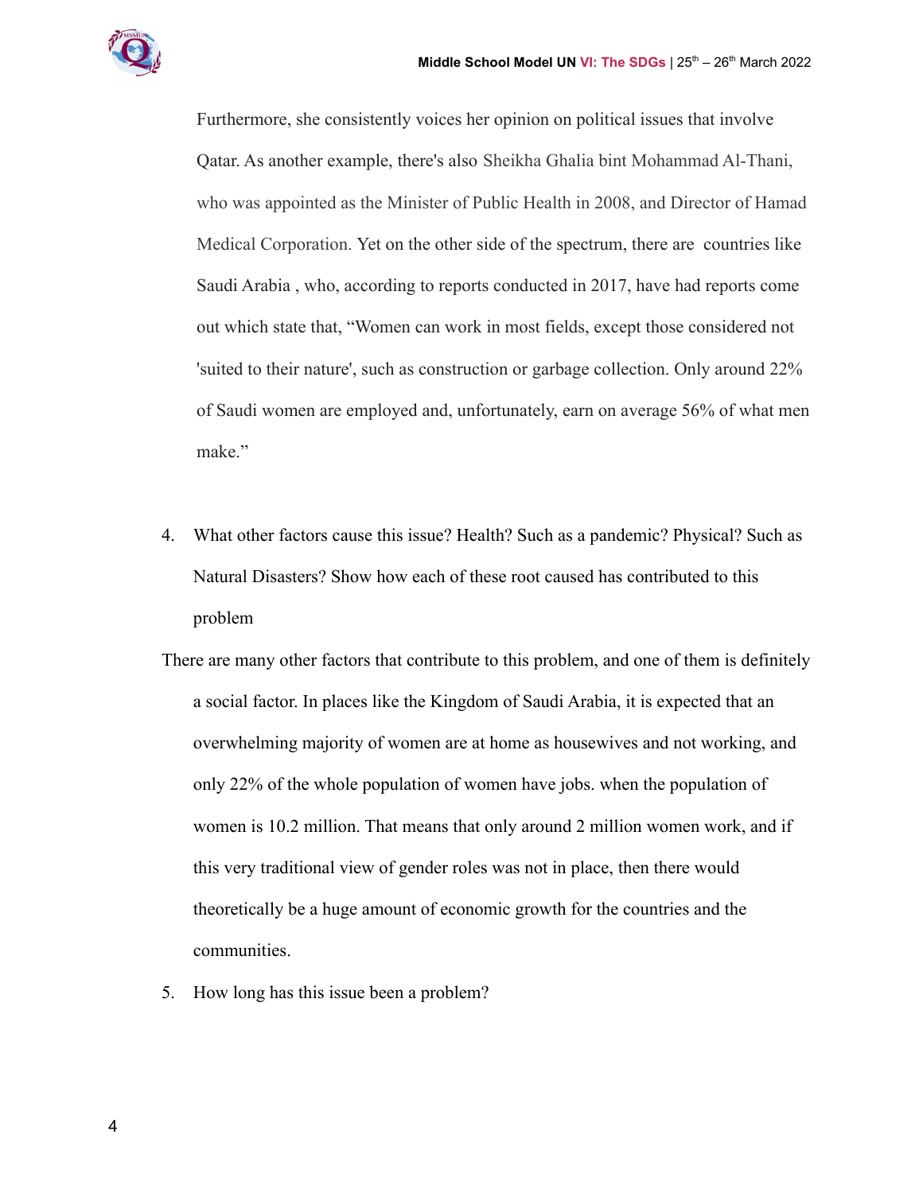Furthermore, she consistently voices her opinion on political issues that involve Qatar. As another example, there's also Sheikha Ghalia bint Mohammad Al-Thani, who was appointed as the Minister of Public Health in 2008, and Director of Hamad Medical Corporation. Yet on the other side of the spectrum, there are countries like Saudi Arabia , who, according to reports conducted in 2017, have had reports come out which state that, "Women can work in most fields, except those considered not 'suited to their nature', such as construction or garbage collection. Only around 22% of Saudi women are employed and, unfortunately, earn on average 56% of what men make."

4. What other factors cause this issue? Health? Such as a pandemic? Physical? Such as Natural Disasters? Show how each of these root caused has contributed to this problem

There are many other factors that contribute to this problem, and one of them is definitely a social factor. In places like the Kingdom of Saudi Arabia, it is expected that an overwhelming majority of women are at home as housewives and not working, and only 22% of the whole population of women have jobs. when the population of women is 10.2 million. That means that only around 2 million women work, and if this very traditional view of gender roles was not in place, then there would theoretically be a huge amount of economic growth for the countries and the communities.

5. How long has this issue been a problem?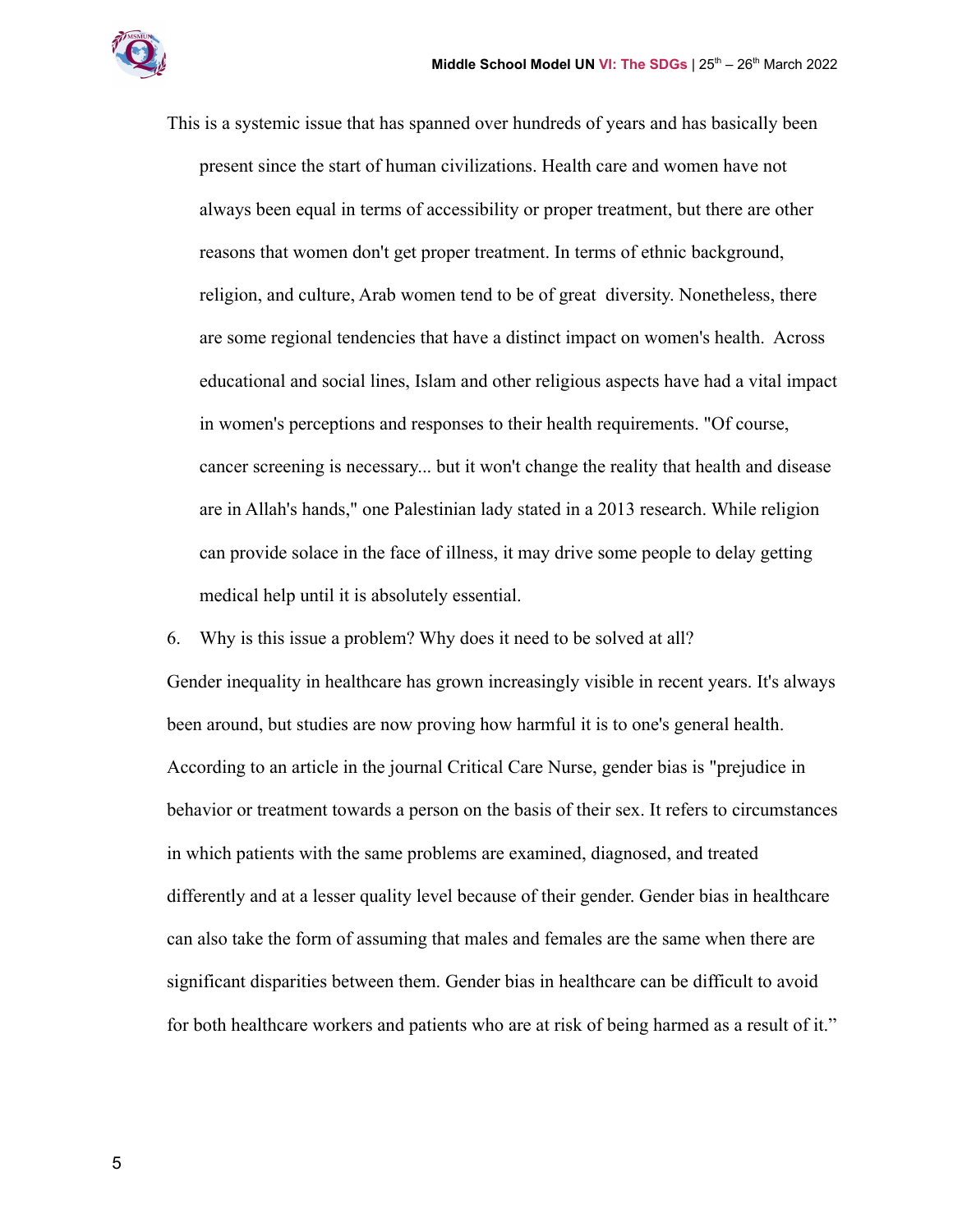This is a systemic issue that has spanned over hundreds of years and has basically been present since the start of human civilizations. Health care and women have not always been equal in terms of accessibility or proper treatment, but there are other reasons that women don't get proper treatment. In terms of ethnic background, religion, and culture, Arab women tend to be of great diversity. Nonetheless, there are some regional tendencies that have a distinct impact on women's health. Across educational and social lines, Islam and other religious aspects have had a vital impact in women's perceptions and responses to their health requirements. "Of course, cancer screening is necessary... but it won't change the reality that health and disease are in Allah's hands," one Palestinian lady stated in a 2013 research. While religion can provide solace in the face of illness, it may drive some people to delay getting medical help until it is absolutely essential.

6. Why is this issue a problem? Why does it need to be solved at all?

Gender inequality in healthcare has grown increasingly visible in recent years. It's always been around, but studies are now proving how harmful it is to one's general health. According to an article in the journal Critical Care Nurse, gender bias is "prejudice in behavior or treatment towards a person on the basis of their sex. It refers to circumstances in which patients with the same problems are examined, diagnosed, and treated differently and at a lesser quality level because of their gender. Gender bias in healthcare can also take the form of assuming that males and females are the same when there are significant disparities between them. Gender bias in healthcare can be difficult to avoid for both healthcare workers and patients who are at risk of being harmed as a result of it."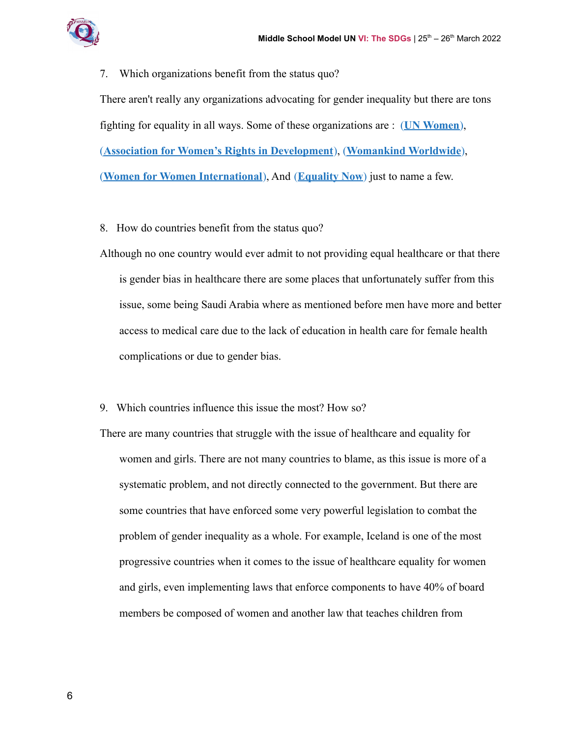7. Which organizations benefit from the status quo?

There aren't really any organizations advocating for gender inequality but there are tons fighting for equality in all ways. Some of these organizations are : **(UN Women)**, **(Association for Women's Rights in Development)**, **(Womankind Worldwide)**, **(Women for Women International)**, And **(Equality Now)** just to name a few.

8. How do countries benefit from the status quo?

Although no one country would ever admit to not providing equal healthcare or that there is gender bias in healthcare there are some places that unfortunately suffer from this issue, some being Saudi Arabia where as mentioned before men have more and better access to medical care due to the lack of education in health care for female health complications or due to gender bias.

9. Which countries influence this issue the most? How so?

There are many countries that struggle with the issue of healthcare and equality for women and girls. There are not many countries to blame, as this issue is more of a systematic problem, and not directly connected to the government. But there are some countries that have enforced some very powerful legislation to combat the problem of gender inequality as a whole. For example, Iceland is one of the most progressive countries when it comes to the issue of healthcare equality for women and girls, even implementing laws that enforce components to have 40% of board members be composed of women and another law that teaches children from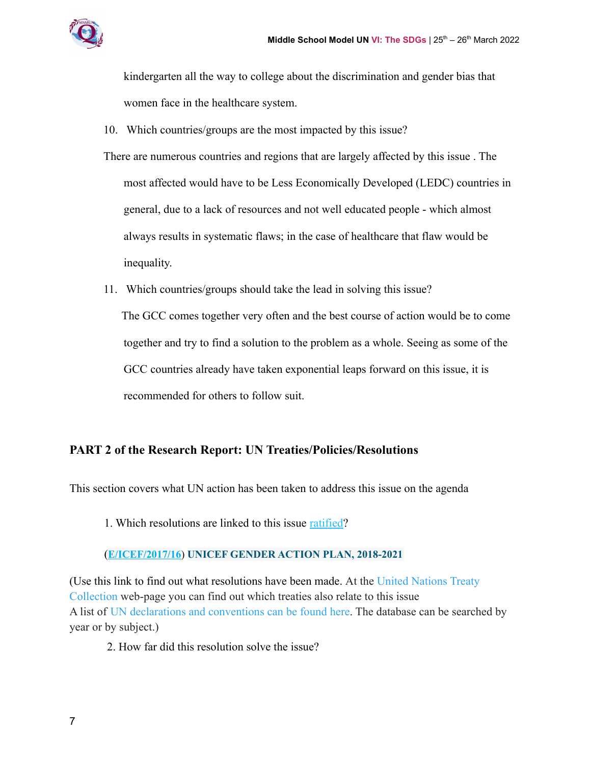kindergarten all the way to college about the discrimination and gender bias that women face in the healthcare system.

10. Which countries/groups are the most impacted by this issue?

There are numerous countries and regions that are largely affected by this issue . The most affected would have to be Less Economically Developed (LEDC) countries in general, due to a lack of resources and not well educated people - which almost always results in systematic flaws; in the case of healthcare that flaw would be inequality.

11. Which countries/groups should take the lead in solving this issue?

The GCC comes together very often and the best course of action would be to come together and try to find a solution to the problem as a whole. Seeing as some of the GCC countries already have taken exponential leaps forward on this issue, it is recommended for others to follow suit.

## PART 2 of the Research Report: UN Treaties/Policies/Resolutions

This section covers what UN action has been taken to address this issue on the agenda

1. Which resolutions are linked to this issue ratified?

**(E/ICEF/2017/16) UNICEF GENDER ACTION PLAN, 2018-2021**

(Use this link to find out what resolutions have been made. At the United Nations Treaty Collection web-page you can find out which treaties also relate to this issue
A list of UN declarations and conventions can be found here. The database can be searched by year or by subject.)

2. How far did this resolution solve the issue?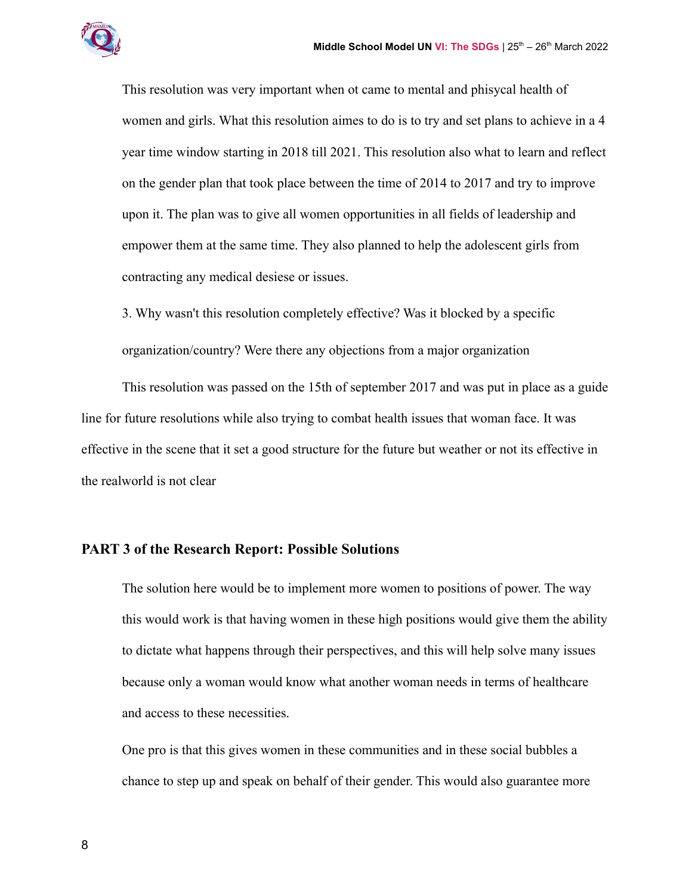This resolution was very important when ot came to mental and phisycal health of women and girls. What this resolution aimes to do is to try and set plans to achieve in a 4 year time window starting in 2018 till 2021. This resolution also what to learn and reflect on the gender plan that took place between the time of 2014 to 2017 and try to improve upon it. The plan was to give all women opportunities in all fields of leadership and empower them at the same time. They also planned to help the adolescent girls from contracting any medical desiese or issues.

3. Why wasn't this resolution completely effective? Was it blocked by a specific organization/country? Were there any objections from a major organization

This resolution was passed on the 15th of september 2017 and was put in place as a guide line for future resolutions while also trying to combat health issues that woman face. It was effective in the scene that it set a good structure for the future but weather or not its effective in the realworld is not clear

## PART 3 of the Research Report: Possible Solutions

The solution here would be to implement more women to positions of power. The way this would work is that having women in these high positions would give them the ability to dictate what happens through their perspectives, and this will help solve many issues because only a woman would know what another woman needs in terms of healthcare and access to these necessities.

One pro is that this gives women in these communities and in these social bubbles a chance to step up and speak on behalf of their gender. This would also guarantee more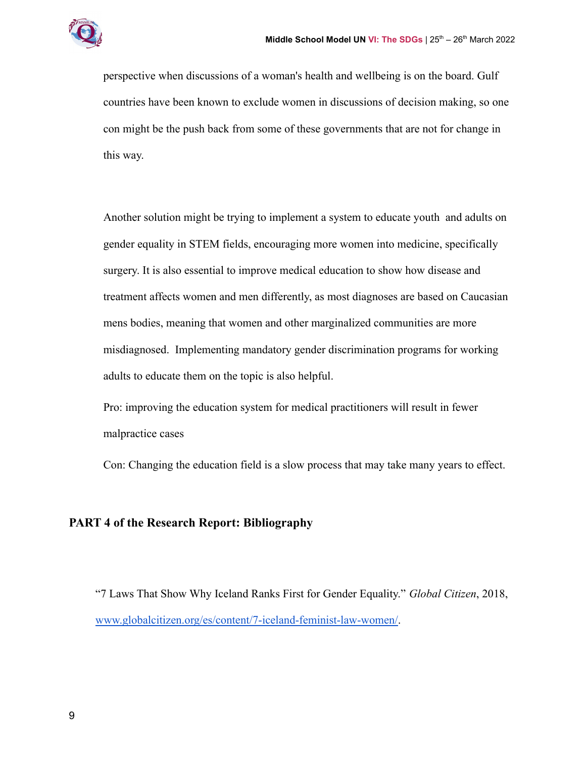perspective when discussions of a woman's health and wellbeing is on the board. Gulf countries have been known to exclude women in discussions of decision making, so one con might be the push back from some of these governments that are not for change in this way.

Another solution might be trying to implement a system to educate youth and adults on gender equality in STEM fields, encouraging more women into medicine, specifically surgery. It is also essential to improve medical education to show how disease and treatment affects women and men differently, as most diagnoses are based on Caucasian mens bodies, meaning that women and other marginalized communities are more misdiagnosed. Implementing mandatory gender discrimination programs for working adults to educate them on the topic is also helpful.

Pro: improving the education system for medical practitioners will result in fewer malpractice cases

Con: Changing the education field is a slow process that may take many years to effect.

## PART 4 of the Research Report: Bibliography

"7 Laws That Show Why Iceland Ranks First for Gender Equality." *Global Citizen*, 2018, [www.globalcitizen.org/es/content/7-iceland-feminist-law-women/](www.globalcitizen.org/es/content/7-iceland-feminist-law-women/).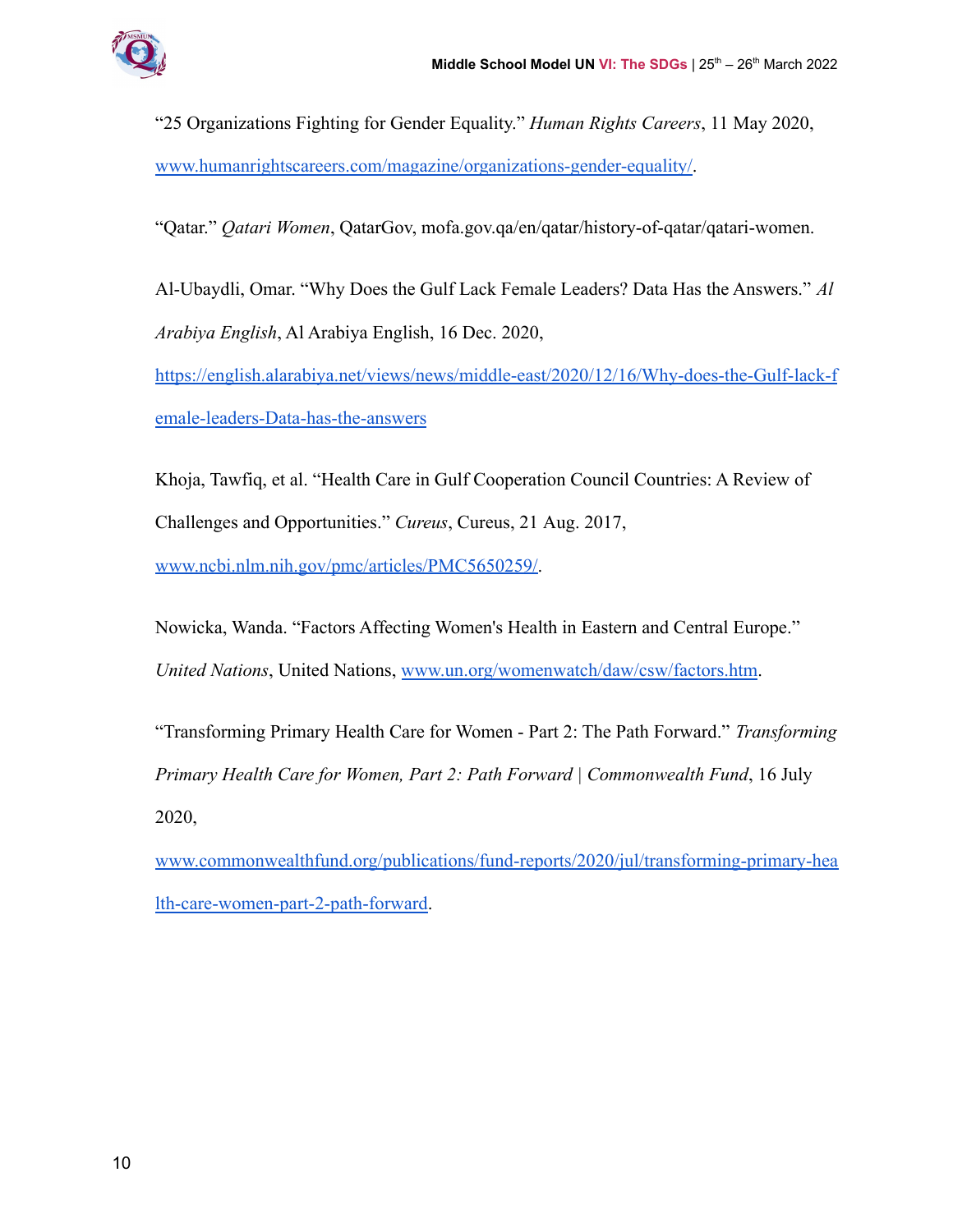"25 Organizations Fighting for Gender Equality." *Human Rights Careers*, 11 May 2020, www.humanrightscareers.com/magazine/organizations-gender-equality/.

"Qatar." *Qatari Women*, QatarGov, mofa.gov.qa/en/qatar/history-of-qatar/qatari-women.

Al-Ubaydli, Omar. "Why Does the Gulf Lack Female Leaders? Data Has the Answers." *Al Arabiya English*, Al Arabiya English, 16 Dec. 2020, https://english.alarabiya.net/views/news/middle-east/2020/12/16/Why-does-the-Gulf-lack-female-leaders-Data-has-the-answers

Khoja, Tawfiq, et al. "Health Care in Gulf Cooperation Council Countries: A Review of Challenges and Opportunities." *Cureus*, Cureus, 21 Aug. 2017, www.ncbi.nlm.nih.gov/pmc/articles/PMC5650259/.

Nowicka, Wanda. "Factors Affecting Women's Health in Eastern and Central Europe." *United Nations*, United Nations, www.un.org/womenwatch/daw/csw/factors.htm.

"Transforming Primary Health Care for Women - Part 2: The Path Forward." *Transforming Primary Health Care for Women, Part 2: Path Forward | Commonwealth Fund*, 16 July 2020, www.commonwealthfund.org/publications/fund-reports/2020/jul/transforming-primary-health-care-women-part-2-path-forward.